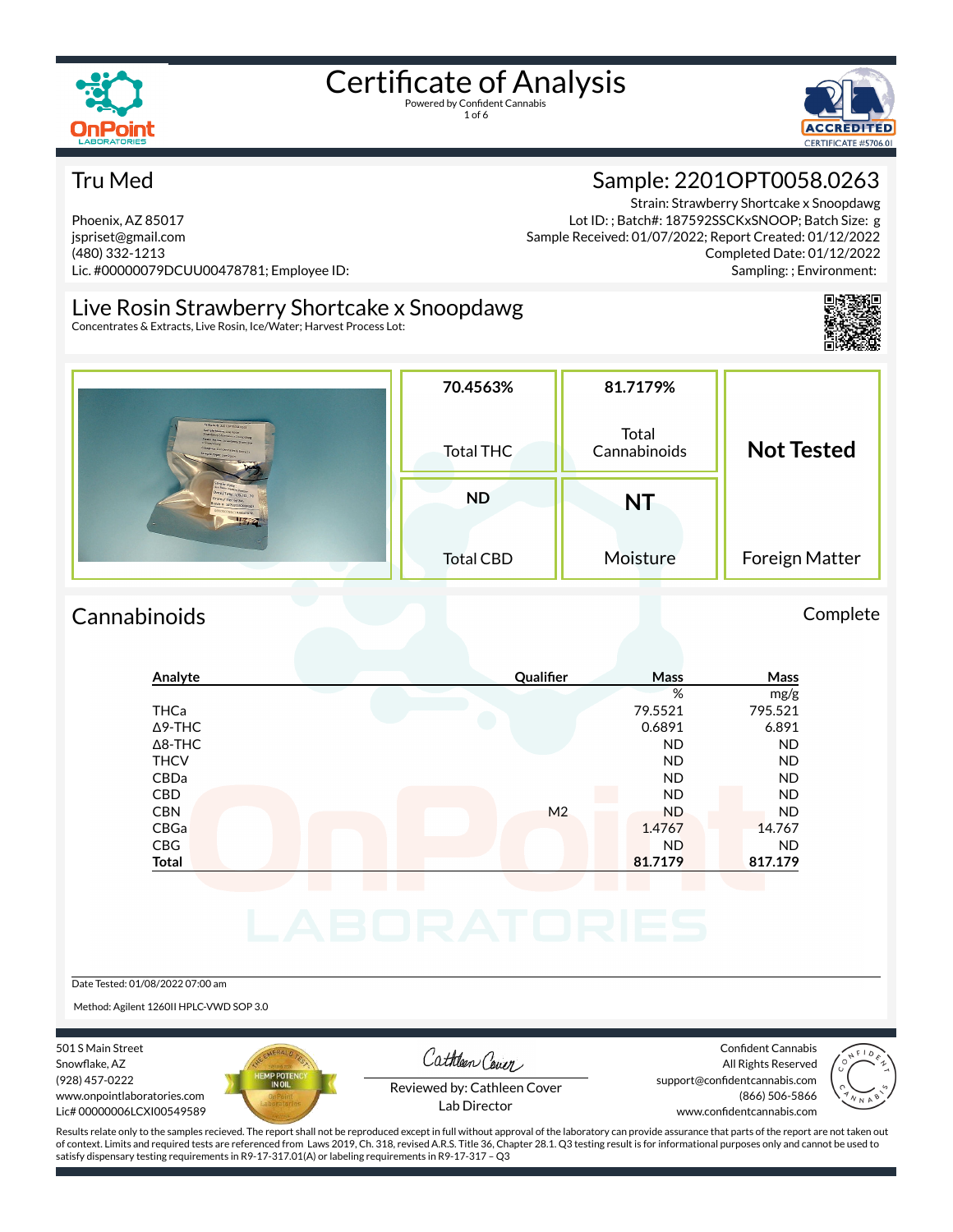# Certificate of Analysis

Powered by Confident Cannabis

## Tru Med

Phoenix, AZ 85017
jspriset@gmail.com
(480) 332-1213
Lic. #00000079DCUU00478781; Employee ID:

## Sample: 2201OPT0058.0263

Strain: Strawberry Shortcake x Snoopdawg
Lot ID: ; Batch#: 187592SSCKxSNOOP; Batch Size: g
Sample Received: 01/07/2022; Report Created: 01/12/2022
Completed Date: 01/12/2022
Sampling: ; Environment:

## Live Rosin Strawberry Shortcake x Snoopdawg

Concentrates & Extracts, Live Rosin, Ice/Water; Harvest Process Lot:

| 70.4563% | 81.7179% | Not Tested |
|---|---|---|
| Total THC | Total Cannabinoids | Foreign Matter |
| **ND** | **NT** | |
| Total CBD | Moisture | |

## Cannabinoids

Complete

| Analyte | Qualifier | Mass % | Mass mg/g |
|---|---|---|---|
| THCa | | 79.5521 | 795.521 |
| Δ9-THC | | 0.6891 | 6.891 |
| Δ8-THC | | ND | ND |
| THCV | | ND | ND |
| CBDa | | ND | ND |
| CBD | | ND | ND |
| CBN | M2 | ND | ND |
| CBGa | | 1.4767 | 14.767 |
| CBG | | ND | ND |
| **Total** | | **81.7179** | **817.179** |

Date Tested: 01/08/2022 07:00 am

Method: Agilent 1260II HPLC-VWD SOP 3.0

501 S Main Street
Snowflake, AZ
(928) 457-0222
www.onpointlaboratories.com
Lic# 00000006LCXI00549589

Reviewed by: Cathleen Cover
Lab Director

Confident Cannabis
All Rights Reserved
support@confidentcannabis.com
(866) 506-5866
www.confidentcannabis.com

Results relate only to the samples recieved. The report shall not be reproduced except in full without approval of the laboratory can provide assurance that parts of the report are not taken out of context. Limits and required tests are referenced from Laws 2019, Ch. 318, revised A.R.S. Title 36, Chapter 28.1. Q3 testing result is for informational purposes only and cannot be used to satisfy dispensary testing requirements in R9-17-317.01(A) or labeling requirements in R9-17-317 – Q3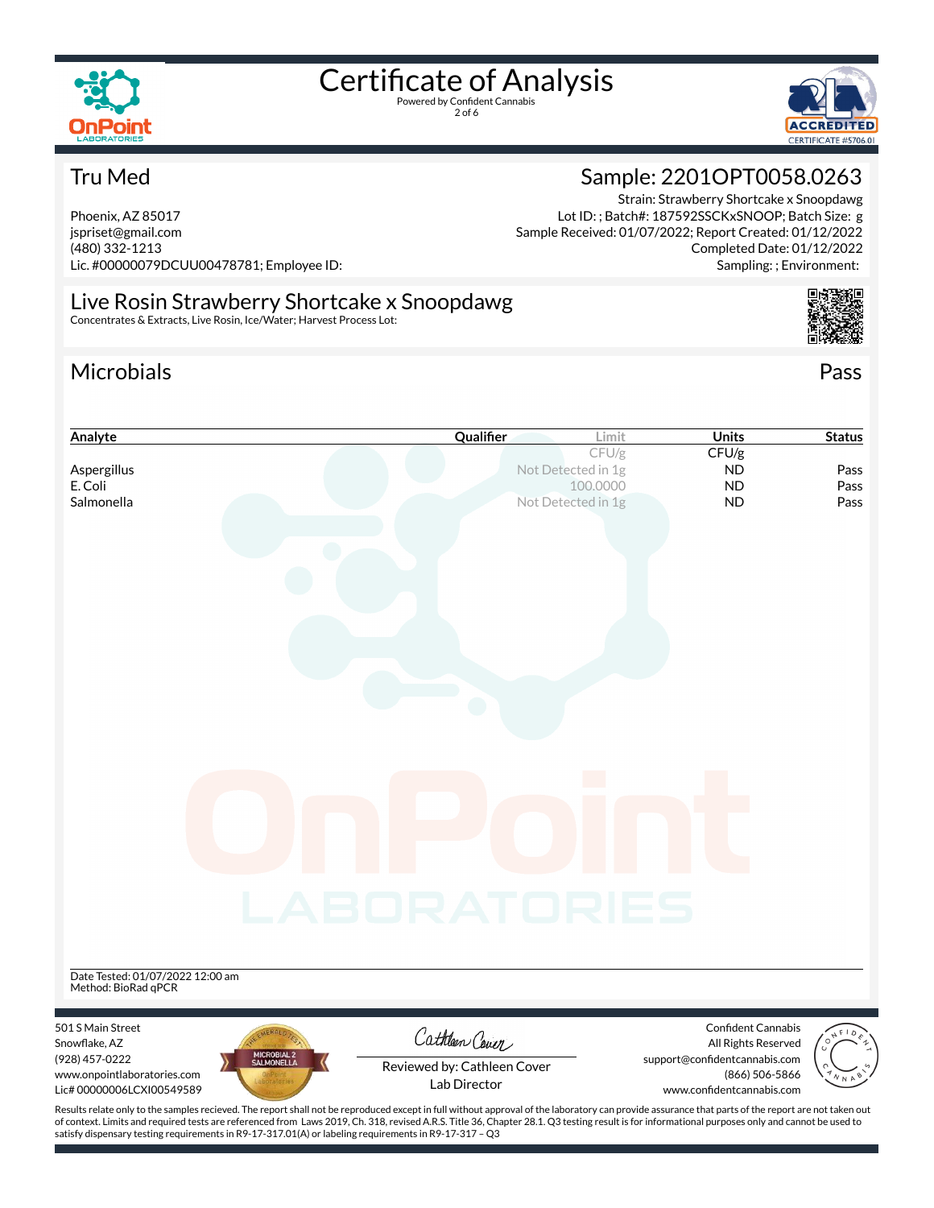# Certificate of Analysis

Powered by Confident Cannabis

## Tru Med

Phoenix, AZ 85017
jspriset@gmail.com
(480) 332-1213
Lic. #00000079DCUU00478781; Employee ID:

## Sample: 2201OPT0058.0263

Strain: Strawberry Shortcake x Snoopdawg
Lot ID: ; Batch#: 187592SSCKxSNOOP; Batch Size: g
Sample Received: 01/07/2022; Report Created: 01/12/2022
Completed Date: 01/12/2022
Sampling: ; Environment:

## Live Rosin Strawberry Shortcake x Snoopdawg

Concentrates & Extracts, Live Rosin, Ice/Water; Harvest Process Lot:

## Microbials

Pass

| Analyte | Qualifier | Limit | Units | Status |
|---|---|---|---|---|
| | | CFU/g | CFU/g | |
| Aspergillus | | Not Detected in 1g | ND | Pass |
| E. Coli | | 100.0000 | ND | Pass |
| Salmonella | | Not Detected in 1g | ND | Pass |

Date Tested: 01/07/2022 12:00 am
Method: BioRad qPCR

501 S Main Street
Snowflake, AZ
(928) 457-0222
www.onpointlaboratories.com
Lic# 00000006LCXI00549589

Reviewed by: Cathleen Cover
Lab Director

Confident Cannabis
All Rights Reserved
support@confidentcannabis.com
(866) 506-5866
www.confidentcannabis.com

Results relate only to the samples recieved. The report shall not be reproduced except in full without approval of the laboratory can provide assurance that parts of the report are not taken out of context. Limits and required tests are referenced from Laws 2019, Ch. 318, revised A.R.S. Title 36, Chapter 28.1. Q3 testing result is for informational purposes only and cannot be used to satisfy dispensary testing requirements in R9-17-317.01(A) or labeling requirements in R9-17-317 – Q3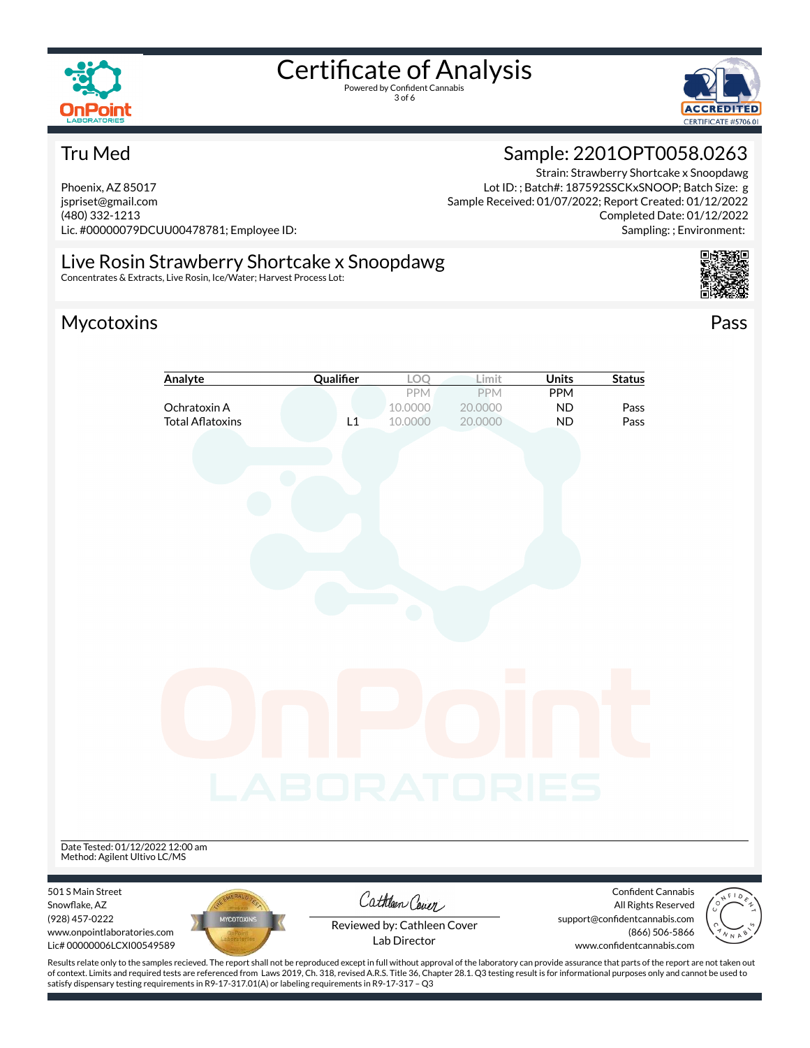# Certificate of Analysis

Powered by Confident Cannabis

## Tru Med

Phoenix, AZ 85017
jspriset@gmail.com
(480) 332-1213
Lic. #00000079DCUU00478781; Employee ID:

## Sample: 2201OPT0058.0263

Strain: Strawberry Shortcake x Snoopdawg
Lot ID: ; Batch#: 187592SSCKxSNOOP; Batch Size: g
Sample Received: 01/07/2022; Report Created: 01/12/2022
Completed Date: 01/12/2022
Sampling: ; Environment:

## Live Rosin Strawberry Shortcake x Snoopdawg

Concentrates & Extracts, Live Rosin, Ice/Water; Harvest Process Lot:

## Mycotoxins

Pass

| Analyte | Qualifier | LOQ | Limit | Units | Status |
|---|---|---|---|---|---|
| | | PPM | PPM | PPM | |
| Ochratoxin A | | 10.0000 | 20.0000 | ND | Pass |
| Total Aflatoxins | L1 | 10.0000 | 20.0000 | ND | Pass |

Date Tested: 01/12/2022 12:00 am
Method: Agilent Ultivo LC/MS

501 S Main Street
Snowflake, AZ
(928) 457-0222
www.onpointlaboratories.com
Lic# 00000006LCXI00549589

Reviewed by: Cathleen Cover
Lab Director

Confident Cannabis
All Rights Reserved
support@confidentcannabis.com
(866) 506-5866
www.confidentcannabis.com

Results relate only to the samples recieved. The report shall not be reproduced except in full without approval of the laboratory can provide assurance that parts of the report are not taken out of context. Limits and required tests are referenced from Laws 2019, Ch. 318, revised A.R.S. Title 36, Chapter 28.1. Q3 testing result is for informational purposes only and cannot be used to satisfy dispensary testing requirements in R9-17-317.01(A) or labeling requirements in R9-17-317 – Q3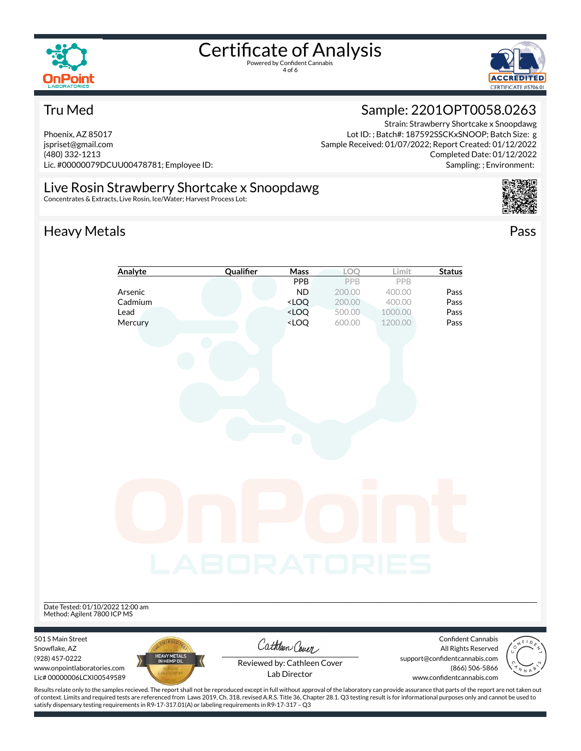# Certificate of Analysis

Powered by Confident Cannabis

## Tru Med

Phoenix, AZ 85017
jspriset@gmail.com
(480) 332-1213
Lic. #00000079DCUU00478781; Employee ID:

## Sample: 2201OPT0058.0263

Strain: Strawberry Shortcake x Snoopdawg
Lot ID: ; Batch#: 187592SSCKxSNOOP; Batch Size: g
Sample Received: 01/07/2022; Report Created: 01/12/2022
Completed Date: 01/12/2022
Sampling: ; Environment:

## Live Rosin Strawberry Shortcake x Snoopdawg

Concentrates & Extracts, Live Rosin, Ice/Water; Harvest Process Lot:

## Heavy Metals

Pass

| Analyte | Qualifier | Mass | LOQ | Limit | Status |
|---|---|---|---|---|---|
| | | PPB | PPB | PPB | |
| Arsenic | | ND | 200.00 | 400.00 | Pass |
| Cadmium | | <LOQ | 200.00 | 400.00 | Pass |
| Lead | | <LOQ | 500.00 | 1000.00 | Pass |
| Mercury | | <LOQ | 600.00 | 1200.00 | Pass |

Date Tested: 01/10/2022 12:00 am
Method: Agilent 7800 ICP MS

501 S Main Street
Snowflake, AZ
(928) 457-0222
www.onpointlaboratories.com
Lic# 00000006LCXI00549589

Reviewed by: Cathleen Cover
Lab Director

Confident Cannabis
All Rights Reserved
support@confidentcannabis.com
(866) 506-5866
www.confidentcannabis.com

Results relate only to the samples recieved. The report shall not be reproduced except in full without approval of the laboratory can provide assurance that parts of the report are not taken out of context. Limits and required tests are referenced from Laws 2019, Ch. 318, revised A.R.S. Title 36, Chapter 28.1. Q3 testing result is for informational purposes only and cannot be used to satisfy dispensary testing requirements in R9-17-317.01(A) or labeling requirements in R9-17-317 – Q3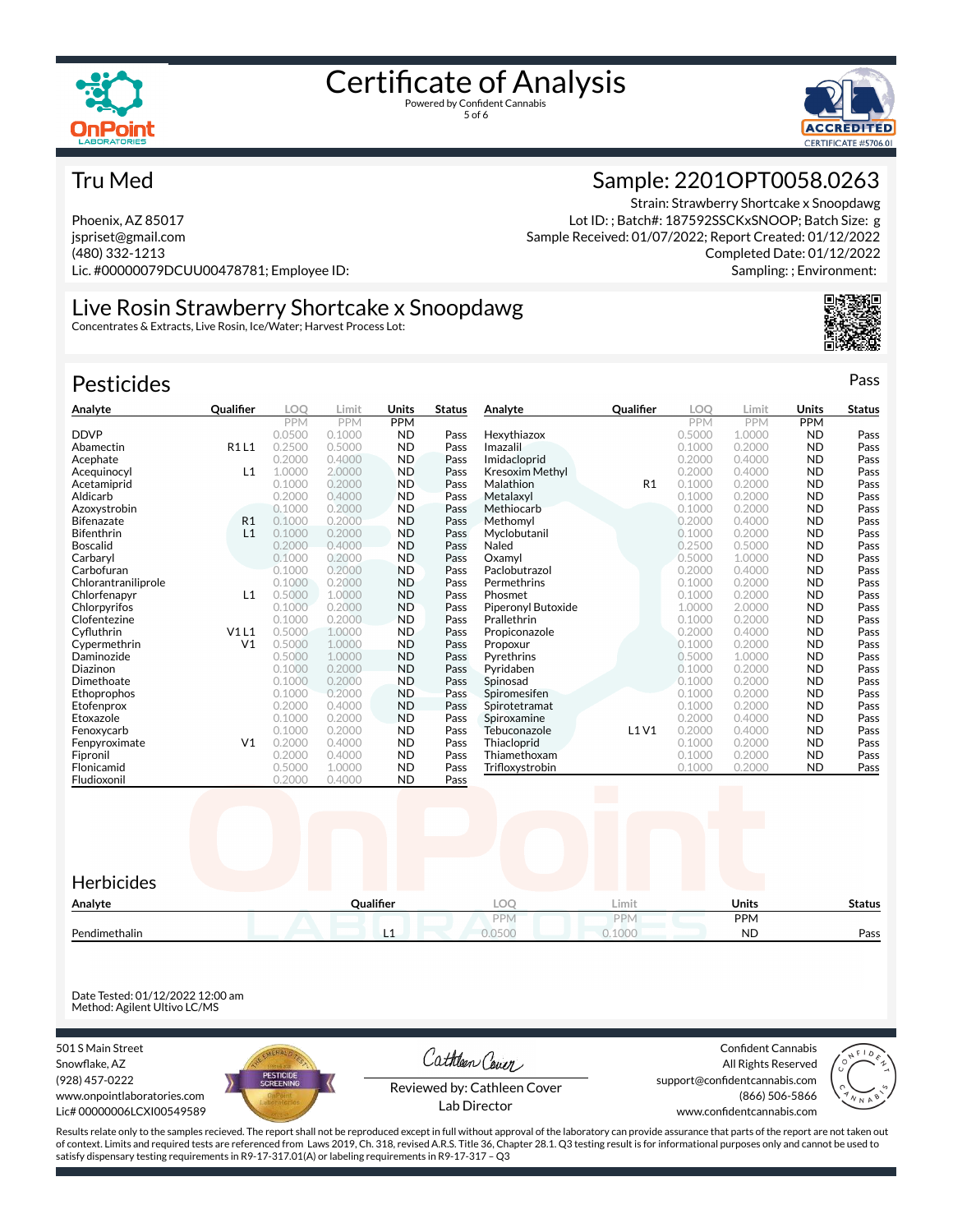# Certificate of Analysis

Powered by Confident Cannabis

## Tru Med

Phoenix, AZ 85017
jspriset@gmail.com
(480) 332-1213
Lic. #00000079DCUU00478781; Employee ID:

## Sample: 2201OPT0058.0263

Strain: Strawberry Shortcake x Snoopdawg
Lot ID: ; Batch#: 187592SSCKxSNOOP; Batch Size: g
Sample Received: 01/07/2022; Report Created: 01/12/2022
Completed Date: 01/12/2022
Sampling: ; Environment:

## Live Rosin Strawberry Shortcake x Snoopdawg

Concentrates & Extracts, Live Rosin, Ice/Water; Harvest Process Lot:

## Pesticides

Pass

| Analyte | Qualifier | LOQ | Limit | Units | Status |
|---|---|---|---|---|---|
| | | PPM | PPM | PPM | |
| DDVP | | 0.0500 | 0.1000 | ND | Pass |
| Abamectin | R1 L1 | 0.2500 | 0.5000 | ND | Pass |
| Acephate | | 0.2000 | 0.4000 | ND | Pass |
| Acequinocyl | L1 | 1.0000 | 2.0000 | ND | Pass |
| Acetamiprid | | 0.1000 | 0.2000 | ND | Pass |
| Aldicarb | | 0.2000 | 0.4000 | ND | Pass |
| Azoxystrobin | | 0.1000 | 0.2000 | ND | Pass |
| Bifenazate | R1 | 0.1000 | 0.2000 | ND | Pass |
| Bifenthrin | L1 | 0.1000 | 0.2000 | ND | Pass |
| Boscalid | | 0.2000 | 0.4000 | ND | Pass |
| Carbaryl | | 0.1000 | 0.2000 | ND | Pass |
| Carbofuran | | 0.1000 | 0.2000 | ND | Pass |
| Chlorantraniliprole | | 0.1000 | 0.2000 | ND | Pass |
| Chlorfenapyr | L1 | 0.5000 | 1.0000 | ND | Pass |
| Chlorpyrifos | | 0.1000 | 0.2000 | ND | Pass |
| Clofentezine | | 0.1000 | 0.2000 | ND | Pass |
| Cyfluthrin | V1 L1 | 0.5000 | 1.0000 | ND | Pass |
| Cypermethrin | V1 | 0.5000 | 1.0000 | ND | Pass |
| Daminozide | | 0.5000 | 1.0000 | ND | Pass |
| Diazinon | | 0.1000 | 0.2000 | ND | Pass |
| Dimethoate | | 0.1000 | 0.2000 | ND | Pass |
| Ethoprophos | | 0.1000 | 0.2000 | ND | Pass |
| Etofenprox | | 0.2000 | 0.4000 | ND | Pass |
| Etoxazole | | 0.1000 | 0.2000 | ND | Pass |
| Fenoxycarb | | 0.1000 | 0.2000 | ND | Pass |
| Fenpyroximate | V1 | 0.2000 | 0.4000 | ND | Pass |
| Fipronil | | 0.2000 | 0.4000 | ND | Pass |
| Flonicamid | | 0.5000 | 1.0000 | ND | Pass |
| Fludioxonil | | 0.2000 | 0.4000 | ND | Pass |
| Hexythiazox | | 0.5000 | 1.0000 | ND | Pass |
| Imazalil | | 0.1000 | 0.2000 | ND | Pass |
| Imidacloprid | | 0.2000 | 0.4000 | ND | Pass |
| Kresoxim Methyl | | 0.2000 | 0.4000 | ND | Pass |
| Malathion | R1 | 0.1000 | 0.2000 | ND | Pass |
| Metalaxyl | | 0.1000 | 0.2000 | ND | Pass |
| Methiocarb | | 0.1000 | 0.2000 | ND | Pass |
| Methomyl | | 0.2000 | 0.4000 | ND | Pass |
| Myclobutanil | | 0.1000 | 0.2000 | ND | Pass |
| Naled | | 0.2500 | 0.5000 | ND | Pass |
| Oxamyl | | 0.5000 | 1.0000 | ND | Pass |
| Paclobutrazol | | 0.2000 | 0.4000 | ND | Pass |
| Permethrins | | 0.1000 | 0.2000 | ND | Pass |
| Phosmet | | 0.1000 | 0.2000 | ND | Pass |
| Piperonyl Butoxide | | 1.0000 | 2.0000 | ND | Pass |
| Prallethrin | | 0.1000 | 0.2000 | ND | Pass |
| Propiconazole | | 0.2000 | 0.4000 | ND | Pass |
| Propoxur | | 0.1000 | 0.2000 | ND | Pass |
| Pyrethrins | | 0.5000 | 1.0000 | ND | Pass |
| Pyridaben | | 0.1000 | 0.2000 | ND | Pass |
| Spinosad | | 0.1000 | 0.2000 | ND | Pass |
| Spiromesifen | | 0.1000 | 0.2000 | ND | Pass |
| Spirotetramat | | 0.1000 | 0.2000 | ND | Pass |
| Spiroxamine | | 0.2000 | 0.4000 | ND | Pass |
| Tebuconazole | L1 V1 | 0.2000 | 0.4000 | ND | Pass |
| Thiacloprid | | 0.1000 | 0.2000 | ND | Pass |
| Thiamethoxam | | 0.1000 | 0.2000 | ND | Pass |
| Trifloxystrobin | | 0.1000 | 0.2000 | ND | Pass |

## Herbicides

| Analyte | Qualifier | LOQ | Limit | Units | Status |
|---|---|---|---|---|---|
| | | PPM | PPM | PPM | |
| Pendimethalin | L1 | 0.0500 | 0.1000 | ND | Pass |

Date Tested: 01/12/2022 12:00 am
Method: Agilent Ultivo LC/MS

501 S Main Street
Snowflake, AZ
(928) 457-0222
www.onpointlaboratories.com
Lic# 00000006LCXI00549589

Reviewed by: Cathleen Cover
Lab Director

Confident Cannabis
All Rights Reserved
support@confidentcannabis.com
(866) 506-5866
www.confidentcannabis.com

Results relate only to the samples recieved. The report shall not be reproduced except in full without approval of the laboratory can provide assurance that parts of the report are not taken out of context. Limits and required tests are referenced from Laws 2019, Ch. 318, revised A.R.S. Title 36, Chapter 28.1. Q3 testing result is for informational purposes only and cannot be used to satisfy dispensary testing requirements in R9-17-317.01(A) or labeling requirements in R9-17-317 – Q3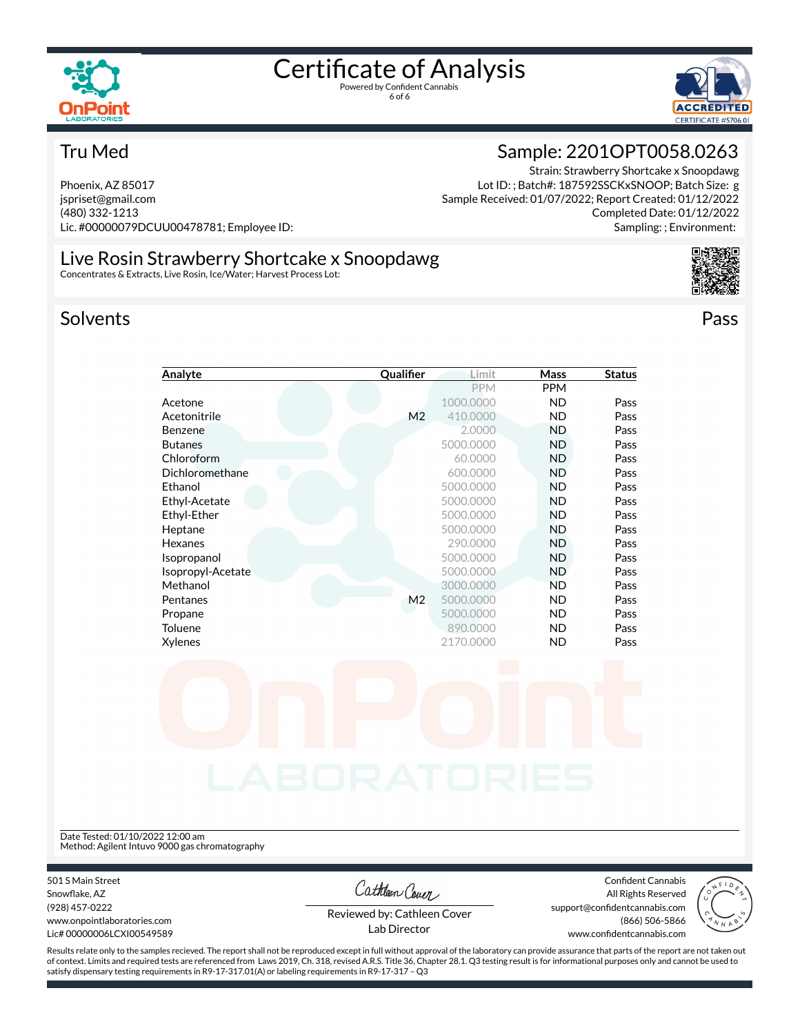# Certificate of Analysis

Powered by Confident Cannabis

## Tru Med

Phoenix, AZ 85017
jspriset@gmail.com
(480) 332-1213
Lic. #00000079DCUU00478781; Employee ID:

## Sample: 2201OPT0058.0263

Strain: Strawberry Shortcake x Snoopdawg
Lot ID: ; Batch#: 187592SSCKxSNOOP; Batch Size: g
Sample Received: 01/07/2022; Report Created: 01/12/2022
Completed Date: 01/12/2022
Sampling: ; Environment:

## Live Rosin Strawberry Shortcake x Snoopdawg

Concentrates & Extracts, Live Rosin, Ice/Water; Harvest Process Lot:

## Solvents

Pass

| Analyte | Qualifier | Limit | Mass | Status |
|---|---|---|---|---|
| | | PPM | PPM | |
| Acetone | | 1000.0000 | ND | Pass |
| Acetonitrile | M2 | 410.0000 | ND | Pass |
| Benzene | | 2.0000 | ND | Pass |
| Butanes | | 5000.0000 | ND | Pass |
| Chloroform | | 60.0000 | ND | Pass |
| Dichloromethane | | 600.0000 | ND | Pass |
| Ethanol | | 5000.0000 | ND | Pass |
| Ethyl-Acetate | | 5000.0000 | ND | Pass |
| Ethyl-Ether | | 5000.0000 | ND | Pass |
| Heptane | | 5000.0000 | ND | Pass |
| Hexanes | | 290.0000 | ND | Pass |
| Isopropanol | | 5000.0000 | ND | Pass |
| Isopropyl-Acetate | | 5000.0000 | ND | Pass |
| Methanol | | 3000.0000 | ND | Pass |
| Pentanes | M2 | 5000.0000 | ND | Pass |
| Propane | | 5000.0000 | ND | Pass |
| Toluene | | 890.0000 | ND | Pass |
| Xylenes | | 2170.0000 | ND | Pass |

Date Tested: 01/10/2022 12:00 am
Method: Agilent Intuvo 9000 gas chromatography

501 S Main Street
Snowflake, AZ
(928) 457-0222
www.onpointlaboratories.com
Lic# 00000006LCXI00549589

Reviewed by: Cathleen Cover
Lab Director

Confident Cannabis
All Rights Reserved
support@confidentcannabis.com
(866) 506-5866
www.confidentcannabis.com

Results relate only to the samples recieved. The report shall not be reproduced except in full without approval of the laboratory can provide assurance that parts of the report are not taken out of context. Limits and required tests are referenced from Laws 2019, Ch. 318, revised A.R.S. Title 36, Chapter 28.1. Q3 testing result is for informational purposes only and cannot be used to satisfy dispensary testing requirements in R9-17-317.01(A) or labeling requirements in R9-17-317 – Q3